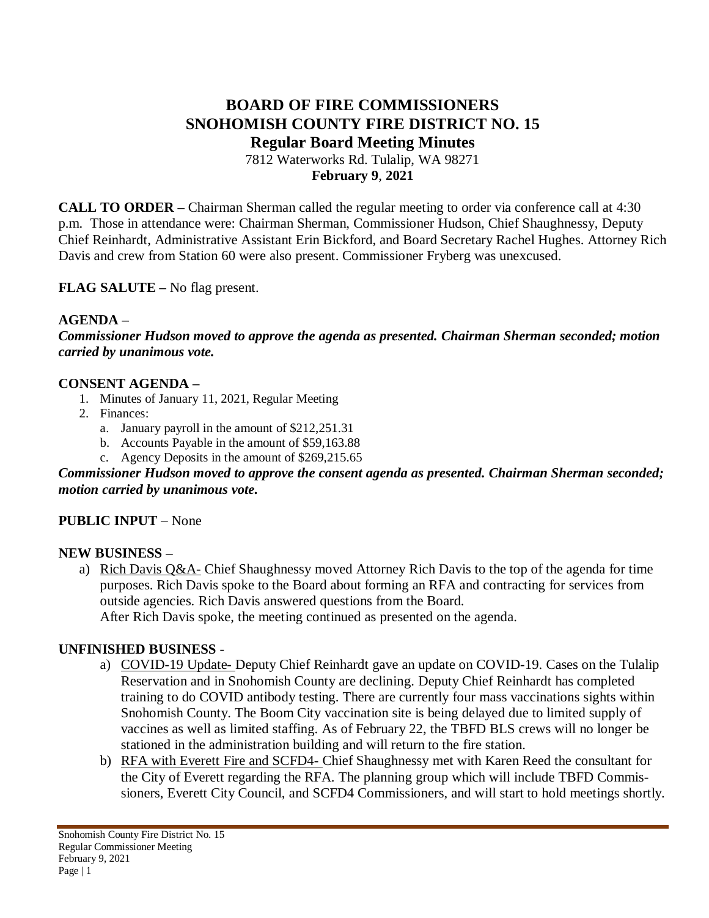# BOARD OF FIRE COMMISSIONERS
# SNOHOMISH COUNTY FIRE DISTRICT NO. 15
## Regular Board Meeting Minutes

7812 Waterworks Rd. Tulalip, WA 98271
**February 9, 2021**

**CALL TO ORDER –** Chairman Sherman called the regular meeting to order via conference call at 4:30 p.m. Those in attendance were: Chairman Sherman, Commissioner Hudson, Chief Shaughnessy, Deputy Chief Reinhardt, Administrative Assistant Erin Bickford, and Board Secretary Rachel Hughes. Attorney Rich Davis and crew from Station 60 were also present. Commissioner Fryberg was unexcused.

**FLAG SALUTE –** No flag present.

**AGENDA –**

***Commissioner Hudson moved to approve the agenda as presented. Chairman Sherman seconded; motion carried by unanimous vote.***

**CONSENT AGENDA –**

1. Minutes of January 11, 2021, Regular Meeting
2. Finances:
   a. January payroll in the amount of $212,251.31
   b. Accounts Payable in the amount of $59,163.88
   c. Agency Deposits in the amount of $269,215.65

***Commissioner Hudson moved to approve the consent agenda as presented. Chairman Sherman seconded; motion carried by unanimous vote.***

**PUBLIC INPUT** – None

**NEW BUSINESS –**

a) Rich Davis Q&A- Chief Shaughnessy moved Attorney Rich Davis to the top of the agenda for time purposes. Rich Davis spoke to the Board about forming an RFA and contracting for services from outside agencies. Rich Davis answered questions from the Board.
After Rich Davis spoke, the meeting continued as presented on the agenda.

**UNFINISHED BUSINESS -**

a) COVID-19 Update- Deputy Chief Reinhardt gave an update on COVID-19. Cases on the Tulalip Reservation and in Snohomish County are declining. Deputy Chief Reinhardt has completed training to do COVID antibody testing. There are currently four mass vaccinations sights within Snohomish County. The Boom City vaccination site is being delayed due to limited supply of vaccines as well as limited staffing. As of February 22, the TBFD BLS crews will no longer be stationed in the administration building and will return to the fire station.
b) RFA with Everett Fire and SCFD4- Chief Shaughnessy met with Karen Reed the consultant for the City of Everett regarding the RFA. The planning group which will include TBFD Commissioners, Everett City Council, and SCFD4 Commissioners, and will start to hold meetings shortly.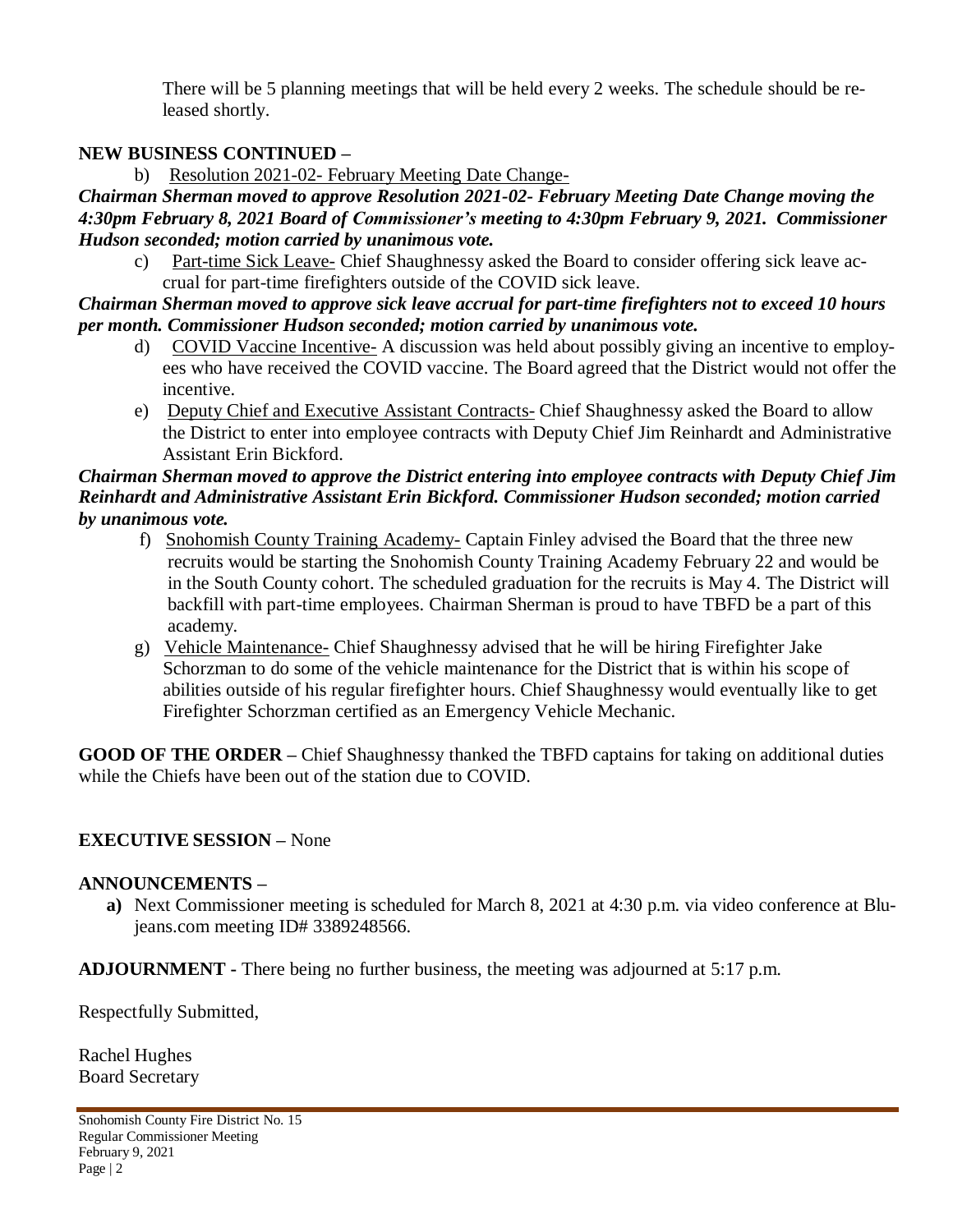There will be 5 planning meetings that will be held every 2 weeks. The schedule should be released shortly.

**NEW BUSINESS CONTINUED –**

b) Resolution 2021-02- February Meeting Date Change-

***Chairman Sherman moved to approve Resolution 2021-02- February Meeting Date Change moving the 4:30pm February 8, 2021 Board of Commissioner's meeting to 4:30pm February 9, 2021. Commissioner Hudson seconded; motion carried by unanimous vote.***

c) Part-time Sick Leave- Chief Shaughnessy asked the Board to consider offering sick leave accrual for part-time firefighters outside of the COVID sick leave.

***Chairman Sherman moved to approve sick leave accrual for part-time firefighters not to exceed 10 hours per month. Commissioner Hudson seconded; motion carried by unanimous vote.***

d) COVID Vaccine Incentive- A discussion was held about possibly giving an incentive to employees who have received the COVID vaccine. The Board agreed that the District would not offer the incentive.

e) Deputy Chief and Executive Assistant Contracts- Chief Shaughnessy asked the Board to allow the District to enter into employee contracts with Deputy Chief Jim Reinhardt and Administrative Assistant Erin Bickford.

***Chairman Sherman moved to approve the District entering into employee contracts with Deputy Chief Jim Reinhardt and Administrative Assistant Erin Bickford. Commissioner Hudson seconded; motion carried by unanimous vote.***

f) Snohomish County Training Academy- Captain Finley advised the Board that the three new recruits would be starting the Snohomish County Training Academy February 22 and would be in the South County cohort. The scheduled graduation for the recruits is May 4. The District will backfill with part-time employees. Chairman Sherman is proud to have TBFD be a part of this academy.

g) Vehicle Maintenance- Chief Shaughnessy advised that he will be hiring Firefighter Jake Schorzman to do some of the vehicle maintenance for the District that is within his scope of abilities outside of his regular firefighter hours. Chief Shaughnessy would eventually like to get Firefighter Schorzman certified as an Emergency Vehicle Mechanic.

**GOOD OF THE ORDER –** Chief Shaughnessy thanked the TBFD captains for taking on additional duties while the Chiefs have been out of the station due to COVID.

**EXECUTIVE SESSION –** None

**ANNOUNCEMENTS –**

**a)** Next Commissioner meeting is scheduled for March 8, 2021 at 4:30 p.m. via video conference at Blujeans.com meeting ID# 3389248566.

**ADJOURNMENT -** There being no further business, the meeting was adjourned at 5:17 p.m.

Respectfully Submitted,

Rachel Hughes
Board Secretary

Snohomish County Fire District No. 15
Regular Commissioner Meeting
February 9, 2021